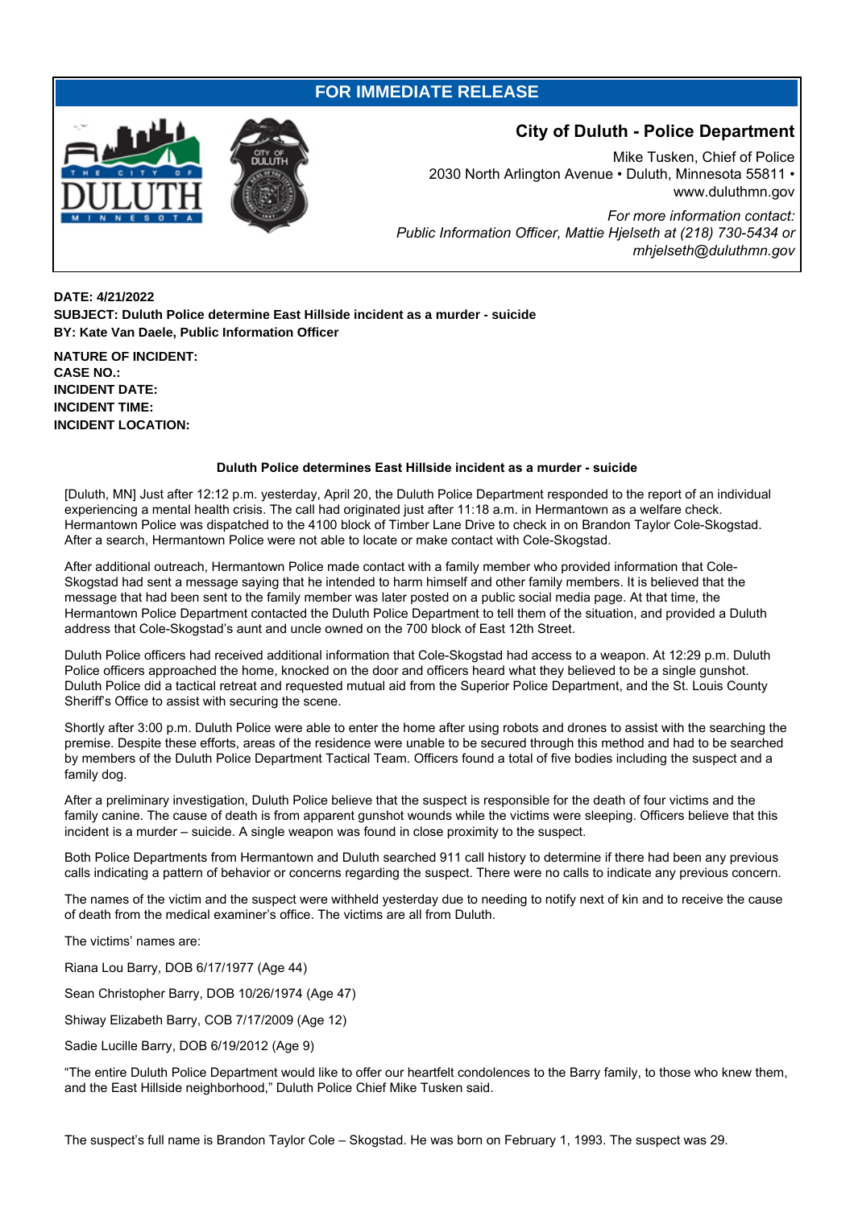**FOR IMMEDIATE RELEASE**

## City of Duluth - Police Department

Mike Tusken, Chief of Police
2030 North Arlington Avenue • Duluth, Minnesota 55811 • www.duluthmn.gov

*For more information contact:*
*Public Information Officer, Mattie Hjelseth at (218) 730-5434 or mhjelseth@duluthmn.gov*

**DATE: 4/21/2022**
**SUBJECT: Duluth Police determine East Hillside incident as a murder - suicide**
**BY: Kate Van Daele, Public Information Officer**

**NATURE OF INCIDENT:**
**CASE NO.:**
**INCIDENT DATE:**
**INCIDENT TIME:**
**INCIDENT LOCATION:**

### Duluth Police determines East Hillside incident as a murder - suicide

[Duluth, MN] Just after 12:12 p.m. yesterday, April 20, the Duluth Police Department responded to the report of an individual experiencing a mental health crisis. The call had originated just after 11:18 a.m. in Hermantown as a welfare check. Hermantown Police was dispatched to the 4100 block of Timber Lane Drive to check in on Brandon Taylor Cole-Skogstad. After a search, Hermantown Police were not able to locate or make contact with Cole-Skogstad.

After additional outreach, Hermantown Police made contact with a family member who provided information that Cole-Skogstad had sent a message saying that he intended to harm himself and other family members. It is believed that the message that had been sent to the family member was later posted on a public social media page. At that time, the Hermantown Police Department contacted the Duluth Police Department to tell them of the situation, and provided a Duluth address that Cole-Skogstad's aunt and uncle owned on the 700 block of East 12th Street.

Duluth Police officers had received additional information that Cole-Skogstad had access to a weapon. At 12:29 p.m. Duluth Police officers approached the home, knocked on the door and officers heard what they believed to be a single gunshot. Duluth Police did a tactical retreat and requested mutual aid from the Superior Police Department, and the St. Louis County Sheriff's Office to assist with securing the scene.

Shortly after 3:00 p.m. Duluth Police were able to enter the home after using robots and drones to assist with the searching the premise. Despite these efforts, areas of the residence were unable to be secured through this method and had to be searched by members of the Duluth Police Department Tactical Team. Officers found a total of five bodies including the suspect and a family dog.

After a preliminary investigation, Duluth Police believe that the suspect is responsible for the death of four victims and the family canine. The cause of death is from apparent gunshot wounds while the victims were sleeping. Officers believe that this incident is a murder – suicide. A single weapon was found in close proximity to the suspect.

Both Police Departments from Hermantown and Duluth searched 911 call history to determine if there had been any previous calls indicating a pattern of behavior or concerns regarding the suspect. There were no calls to indicate any previous concern.

The names of the victim and the suspect were withheld yesterday due to needing to notify next of kin and to receive the cause of death from the medical examiner's office. The victims are all from Duluth.

The victims' names are:

Riana Lou Barry, DOB 6/17/1977 (Age 44)

Sean Christopher Barry, DOB 10/26/1974 (Age 47)

Shiway Elizabeth Barry, COB 7/17/2009 (Age 12)

Sadie Lucille Barry, DOB 6/19/2012 (Age 9)

"The entire Duluth Police Department would like to offer our heartfelt condolences to the Barry family, to those who knew them, and the East Hillside neighborhood," Duluth Police Chief Mike Tusken said.

The suspect's full name is Brandon Taylor Cole – Skogstad. He was born on February 1, 1993. The suspect was 29.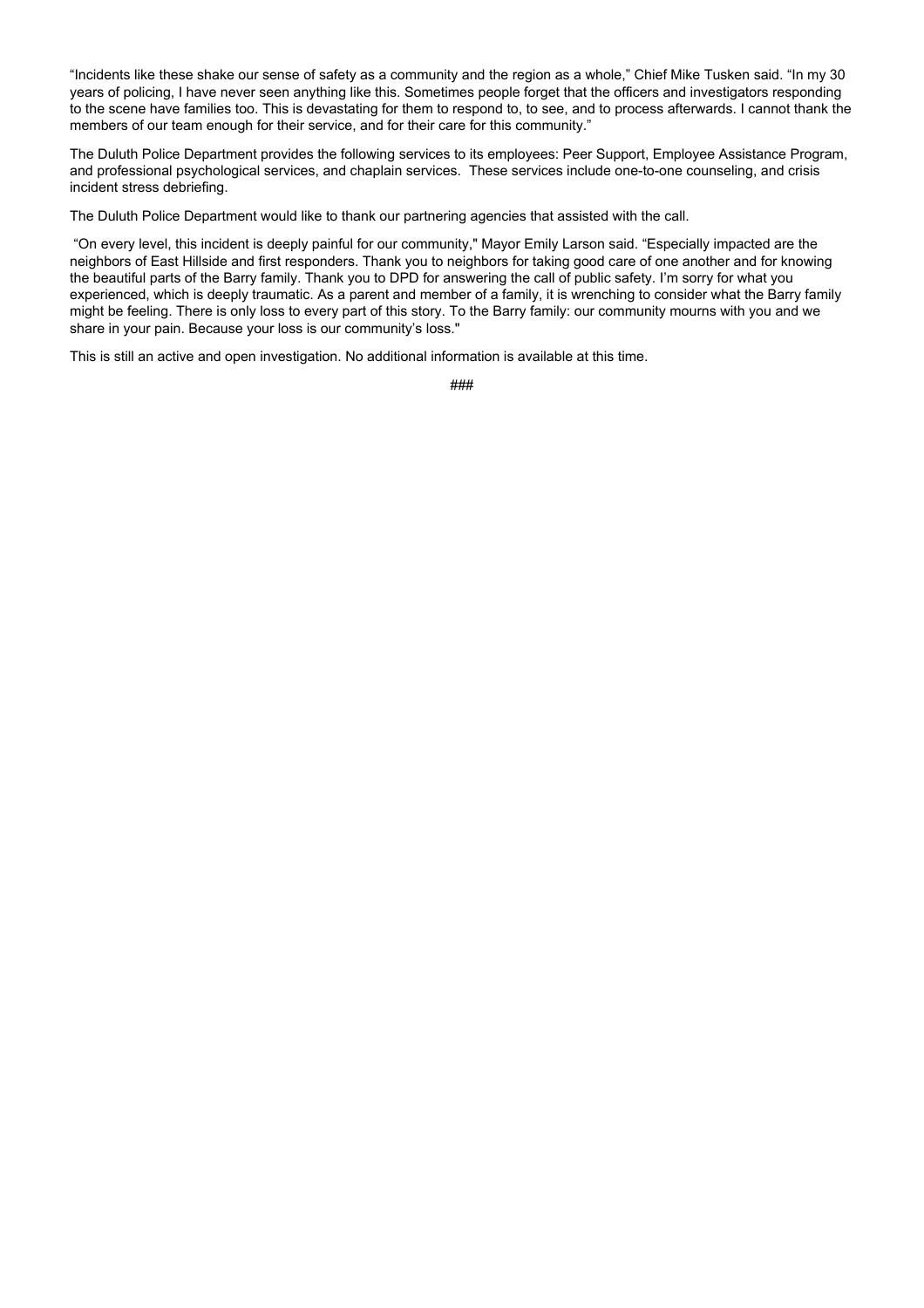"Incidents like these shake our sense of safety as a community and the region as a whole," Chief Mike Tusken said. "In my 30 years of policing, I have never seen anything like this. Sometimes people forget that the officers and investigators responding to the scene have families too. This is devastating for them to respond to, to see, and to process afterwards. I cannot thank the members of our team enough for their service, and for their care for this community."

The Duluth Police Department provides the following services to its employees: Peer Support, Employee Assistance Program, and professional psychological services, and chaplain services. These services include one-to-one counseling, and crisis incident stress debriefing.

The Duluth Police Department would like to thank our partnering agencies that assisted with the call.

"On every level, this incident is deeply painful for our community," Mayor Emily Larson said. "Especially impacted are the neighbors of East Hillside and first responders. Thank you to neighbors for taking good care of one another and for knowing the beautiful parts of the Barry family. Thank you to DPD for answering the call of public safety. I'm sorry for what you experienced, which is deeply traumatic. As a parent and member of a family, it is wrenching to consider what the Barry family might be feeling. There is only loss to every part of this story. To the Barry family: our community mourns with you and we share in your pain. Because your loss is our community's loss."

This is still an active and open investigation. No additional information is available at this time.

###